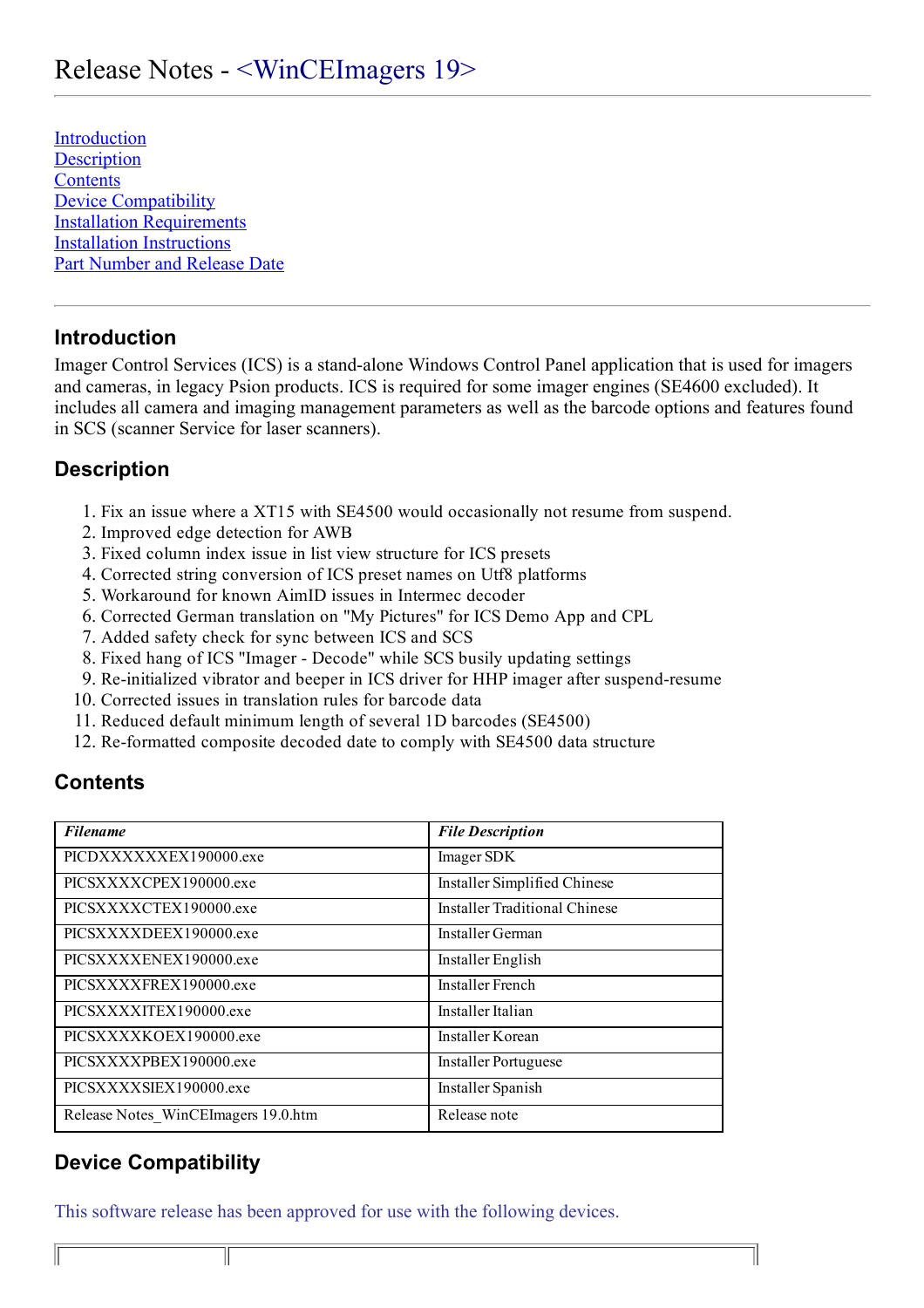# Release Notes - <WinCEImagers 19>

[Introduction](#introduction)
[Description](#description)
[Contents](#contents)
[Device Compatibility](#device-compatibility)
[Installation Requirements](#)
[Installation Instructions](#)
[Part Number and Release Date](#)

---

## Introduction

Imager Control Services (ICS) is a stand-alone Windows Control Panel application that is used for imagers and cameras, in legacy Psion products. ICS is required for some imager engines (SE4600 excluded). It includes all camera and imaging management parameters as well as the barcode options and features found in SCS (scanner Service for laser scanners).

## Description

1. Fix an issue where a XT15 with SE4500 would occasionally not resume from suspend.
2. Improved edge detection for AWB
3. Fixed column index issue in list view structure for ICS presets
4. Corrected string conversion of ICS preset names on Utf8 platforms
5. Workaround for known AimID issues in Intermec decoder
6. Corrected German translation on "My Pictures" for ICS Demo App and CPL
7. Added safety check for sync between ICS and SCS
8. Fixed hang of ICS "Imager - Decode" while SCS busily updating settings
9. Re-initialized vibrator and beeper in ICS driver for HHP imager after suspend-resume
10. Corrected issues in translation rules for barcode data
11. Reduced default minimum length of several 1D barcodes (SE4500)
12. Re-formatted composite decoded date to comply with SE4500 data structure

## Contents

| *Filename* | *File Description* |
| --- | --- |
| PICDXXXXXXEX190000.exe | Imager SDK |
| PICSXXXXCPEX190000.exe | Installer Simplified Chinese |
| PICSXXXXCTEX190000.exe | Installer Traditional Chinese |
| PICSXXXXDEEX190000.exe | Installer German |
| PICSXXXXENEX190000.exe | Installer English |
| PICSXXXXFREX190000.exe | Installer French |
| PICSXXXXITEX190000.exe | Installer Italian |
| PICSXXXXKOEX190000.exe | Installer Korean |
| PICSXXXXPBEX190000.exe | Installer Portuguese |
| PICSXXXXSIEX190000.exe | Installer Spanish |
| Release Notes_WinCEImagers 19.0.htm | Release note |

## Device Compatibility

This software release has been approved for use with the following devices.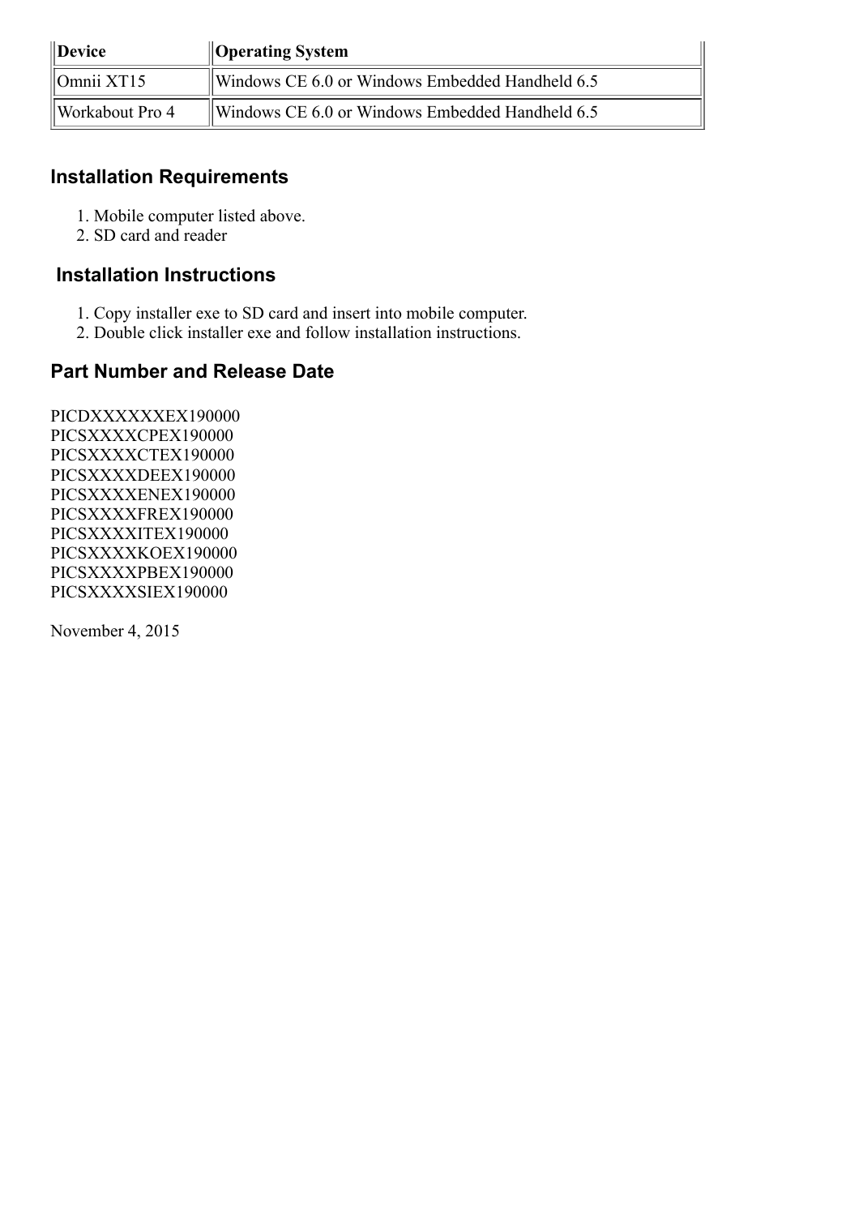| Device | Operating System |
| --- | --- |
| Omnii XT15 | Windows CE 6.0 or Windows Embedded Handheld 6.5 |
| Workabout Pro 4 | Windows CE 6.0 or Windows Embedded Handheld 6.5 |

## Installation Requirements

1. Mobile computer listed above.
2. SD card and reader

## Installation Instructions

1. Copy installer exe to SD card and insert into mobile computer.
2. Double click installer exe and follow installation instructions.

## Part Number and Release Date

PICDXXXXXXEX190000
PICSXXXXCPEX190000
PICSXXXXCTEX190000
PICSXXXXDEEX190000
PICSXXXXENEX190000
PICSXXXXFREX190000
PICSXXXXITEX190000
PICSXXXXKOEX190000
PICSXXXXPBEX190000
PICSXXXXSIEX190000

November 4, 2015